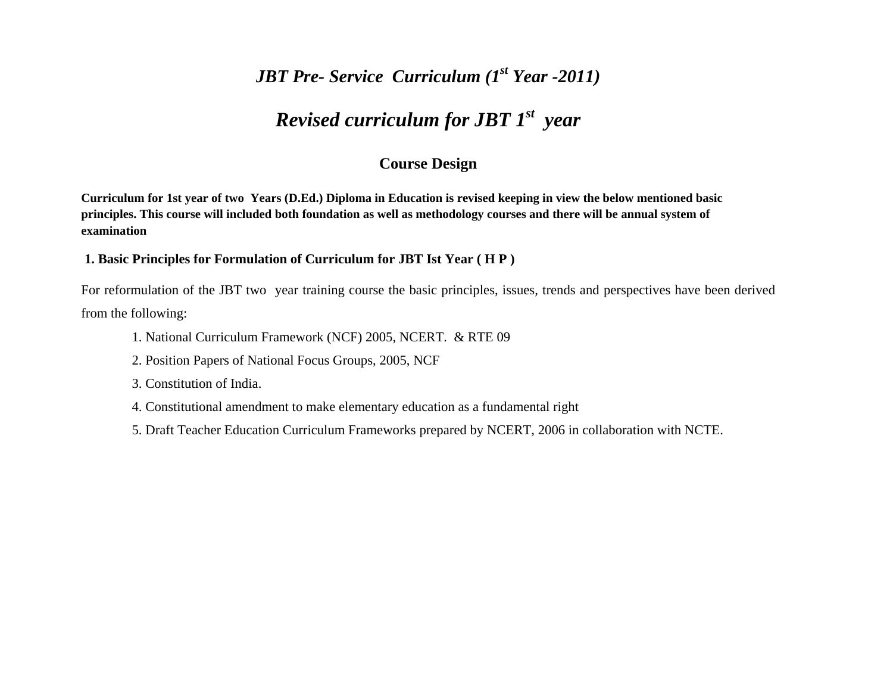# *JBT Pre- Service Curriculum (1st Year -2011)*

## *Revised curriculum for JBT 1st year*

### Course Design

**Curriculum for 1st year of two Years (D.Ed.) Diploma in Education is revised keeping in view the below mentioned basic principles. This course will included both foundation as well as methodology courses and there will be annual system of examination**

**1. Basic Principles for Formulation of Curriculum for JBT Ist Year ( H P )**

For reformulation of the JBT two year training course the basic principles, issues, trends and perspectives have been derived from the following:

1. National Curriculum Framework (NCF) 2005, NCERT. & RTE 09
2. Position Papers of National Focus Groups, 2005, NCF
3. Constitution of India.
4. Constitutional amendment to make elementary education as a fundamental right
5. Draft Teacher Education Curriculum Frameworks prepared by NCERT, 2006 in collaboration with NCTE.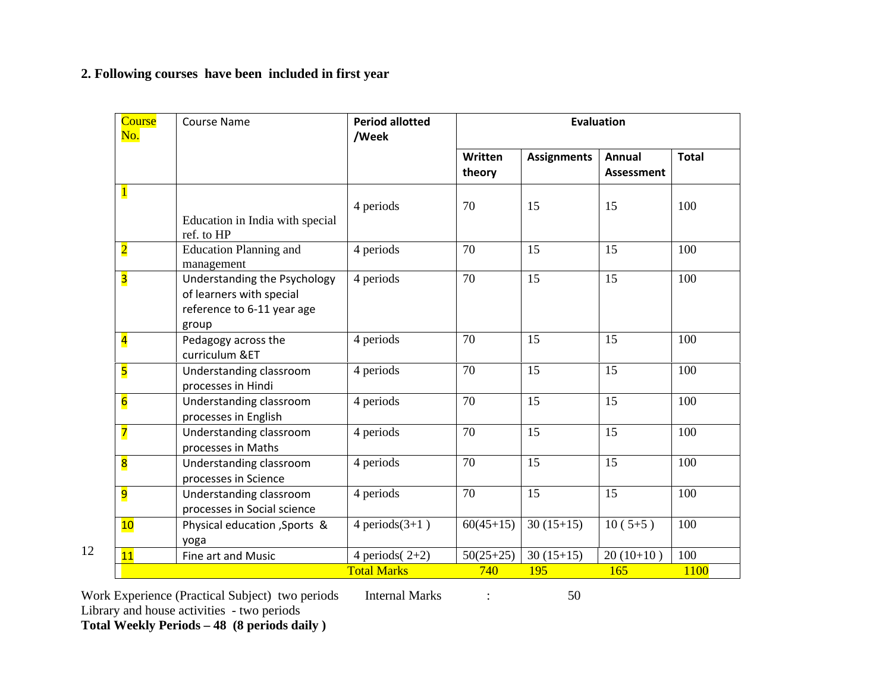**2. Following courses have been included in first year**

| Course No. | Course Name | Period allotted /Week | Evaluation | | | |
|---|---|---|---|---|---|---|
| | | | Written theory | Assignments | Annual Assessment | Total |
| 1 | Education in India with special ref. to HP | 4 periods | 70 | 15 | 15 | 100 |
| 2 | Education Planning and management | 4 periods | 70 | 15 | 15 | 100 |
| 3 | Understanding the Psychology of learners with special reference to 6-11 year age group | 4 periods | 70 | 15 | 15 | 100 |
| 4 | Pedagogy across the curriculum &ET | 4 periods | 70 | 15 | 15 | 100 |
| 5 | Understanding classroom processes in Hindi | 4 periods | 70 | 15 | 15 | 100 |
| 6 | Understanding classroom processes in English | 4 periods | 70 | 15 | 15 | 100 |
| 7 | Understanding classroom processes in Maths | 4 periods | 70 | 15 | 15 | 100 |
| 8 | Understanding classroom processes in Science | 4 periods | 70 | 15 | 15 | 100 |
| 9 | Understanding classroom processes in Social science | 4 periods | 70 | 15 | 15 | 100 |
| 10 | Physical education ,Sports & yoga | 4 periods(3+1 ) | 60(45+15) | 30 (15+15) | 10 ( 5+5 ) | 100 |
| 11 | Fine art and Music | 4 periods( 2+2) | 50(25+25) | 30 (15+15) | 20 (10+10 ) | 100 |
| | | Total Marks | 740 | 195 | 165 | 1100 |

Work Experience (Practical Subject) two periods Internal Marks : 50

Library and house activities - two periods

**Total Weekly Periods – 48 (8 periods daily )**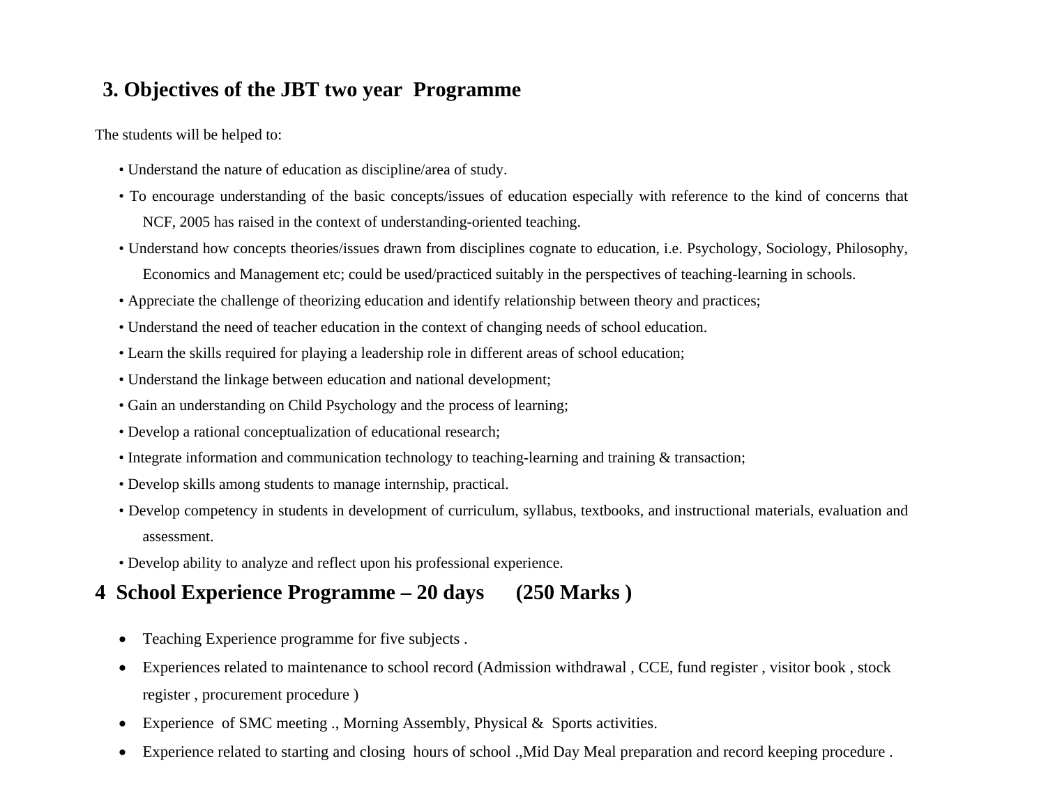## 3. Objectives of the JBT two year Programme

The students will be helped to:

- Understand the nature of education as discipline/area of study.
- To encourage understanding of the basic concepts/issues of education especially with reference to the kind of concerns that NCF, 2005 has raised in the context of understanding-oriented teaching.
- Understand how concepts theories/issues drawn from disciplines cognate to education, i.e. Psychology, Sociology, Philosophy, Economics and Management etc; could be used/practiced suitably in the perspectives of teaching-learning in schools.
- Appreciate the challenge of theorizing education and identify relationship between theory and practices;
- Understand the need of teacher education in the context of changing needs of school education.
- Learn the skills required for playing a leadership role in different areas of school education;
- Understand the linkage between education and national development;
- Gain an understanding on Child Psychology and the process of learning;
- Develop a rational conceptualization of educational research;
- Integrate information and communication technology to teaching-learning and training & transaction;
- Develop skills among students to manage internship, practical.
- Develop competency in students in development of curriculum, syllabus, textbooks, and instructional materials, evaluation and assessment.
- Develop ability to analyze and reflect upon his professional experience.

## 4 School Experience Programme – 20 days (250 Marks )

- Teaching Experience programme for five subjects .
- Experiences related to maintenance to school record (Admission withdrawal , CCE, fund register , visitor book , stock register , procurement procedure )
- Experience of SMC meeting ., Morning Assembly, Physical & Sports activities.
- Experience related to starting and closing hours of school .,Mid Day Meal preparation and record keeping procedure .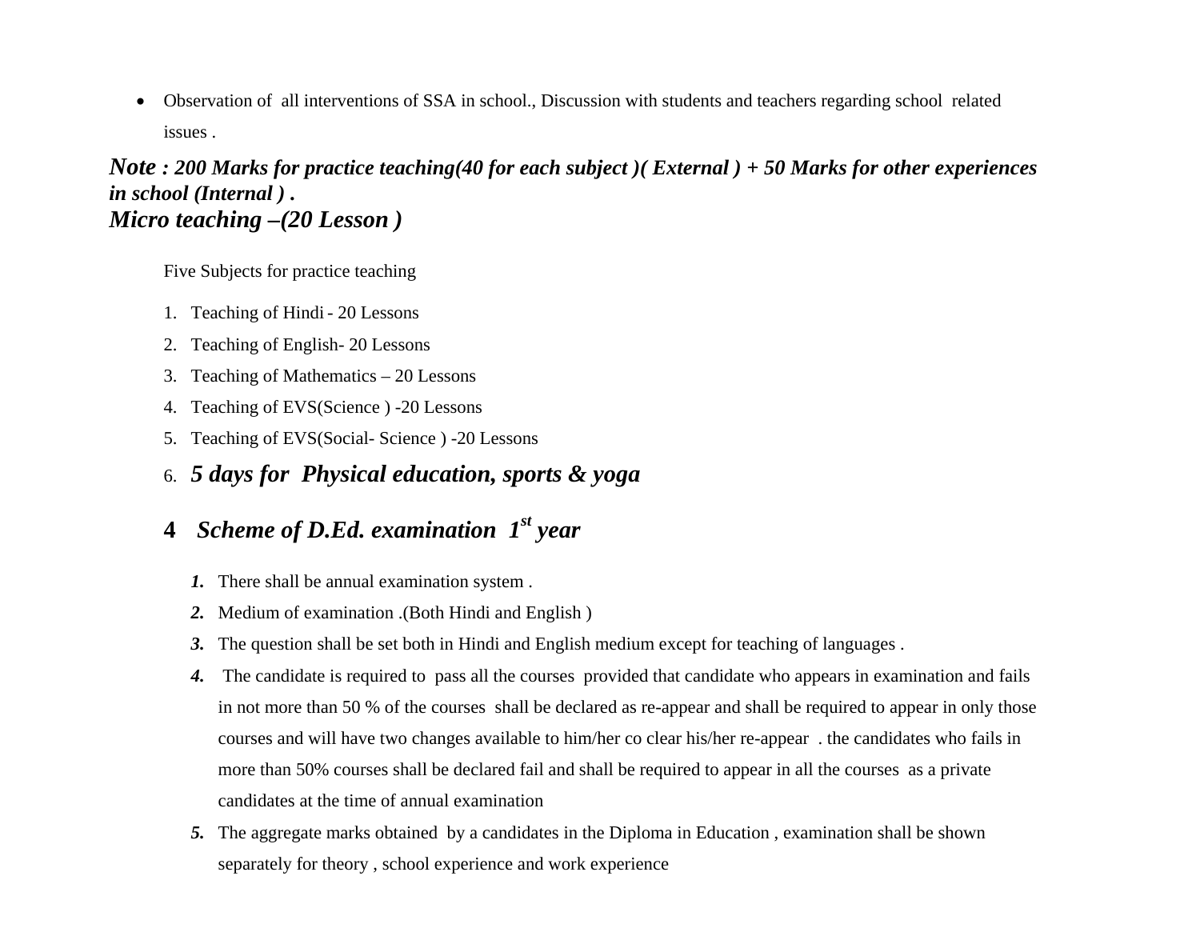- Observation of all interventions of SSA in school., Discussion with students and teachers regarding school related issues .

***Note : 200 Marks for practice teaching(40 for each subject )( External ) + 50 Marks for other experiences in school (Internal ) .***

***Micro teaching –(20 Lesson )***

Five Subjects for practice teaching

1. Teaching of Hindi - 20 Lessons
2. Teaching of English- 20 Lessons
3. Teaching of Mathematics – 20 Lessons
4. Teaching of EVS(Science ) -20 Lessons
5. Teaching of EVS(Social- Science ) -20 Lessons
6. ***5 days for Physical education, sports & yoga***

## 4 *Scheme of D.Ed. examination 1st year*

1. There shall be annual examination system .
2. Medium of examination .(Both Hindi and English )
3. The question shall be set both in Hindi and English medium except for teaching of languages .
4. The candidate is required to pass all the courses provided that candidate who appears in examination and fails in not more than 50 % of the courses shall be declared as re-appear and shall be required to appear in only those courses and will have two changes available to him/her co clear his/her re-appear . the candidates who fails in more than 50% courses shall be declared fail and shall be required to appear in all the courses as a private candidates at the time of annual examination
5. The aggregate marks obtained by a candidates in the Diploma in Education , examination shall be shown separately for theory , school experience and work experience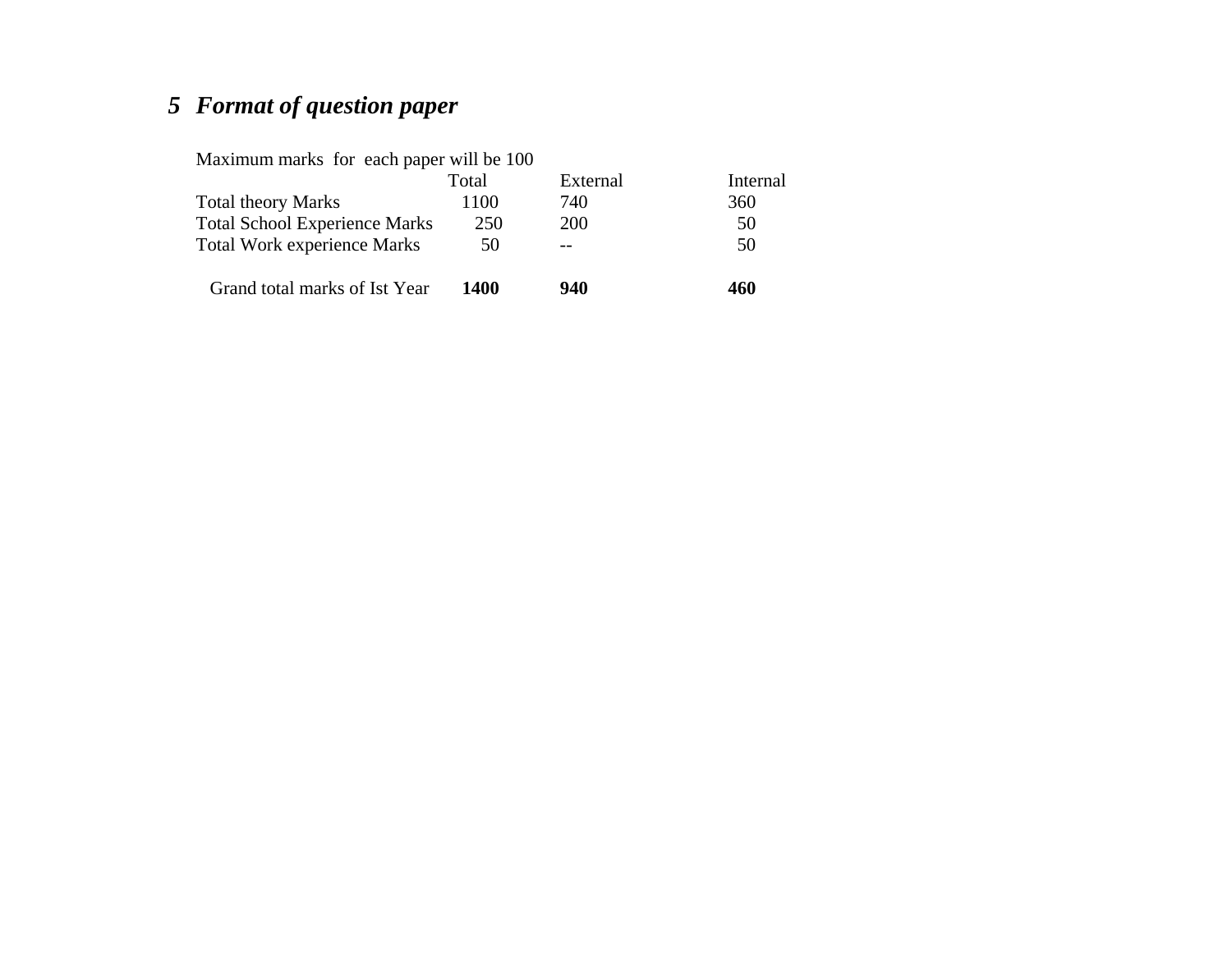## 5 *Format of question paper*

Maximum marks for each paper will be 100

| | Total | External | Internal |
|---|---|---|---|
| Total theory Marks | 1100 | 740 | 360 |
| Total School Experience Marks | 250 | 200 | 50 |
| Total Work experience Marks | 50 | -- | 50 |
| **Grand total marks of Ist Year** | **1400** | **940** | **460** |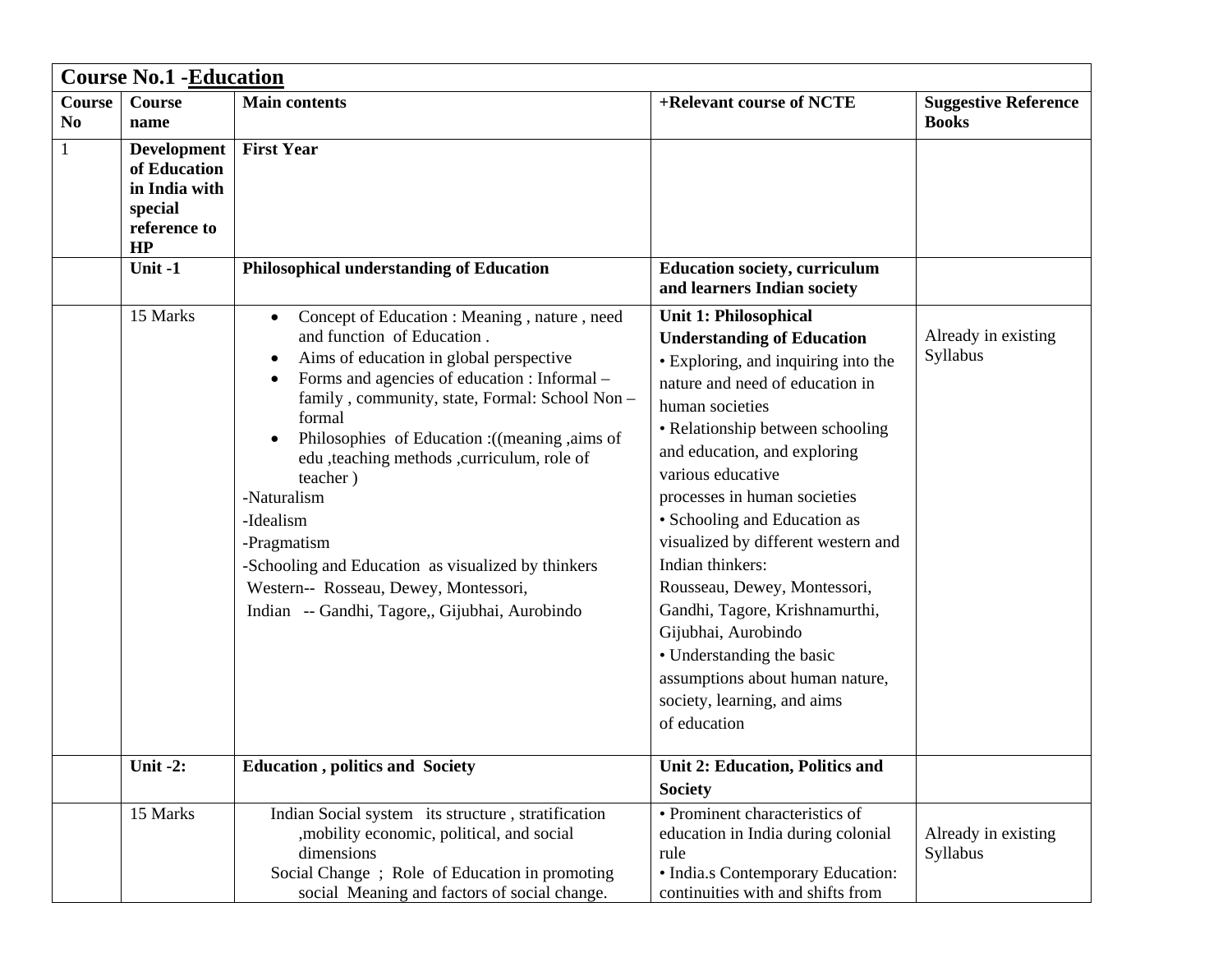| Course No.1 -**Education** | | | | |
|---|---|---|---|---|
| **Course No** | **Course name** | **Main contents** | **+Relevant course of NCTE** | **Suggestive Reference Books** |
| 1 | **Development of Education in India with special reference to HP** | **First Year** | | |
| | **Unit -1** | **Philosophical understanding of Education** | **Education society, curriculum and learners Indian society** | |
| | 15 Marks | • Concept of Education : Meaning , nature , need and function of Education .<br>• Aims of education in global perspective<br>• Forms and agencies of education : Informal – family , community, state, Formal: School Non – formal<br>• Philosophies of Education :((meaning ,aims of edu ,teaching methods ,curriculum, role of teacher )<br>-Naturalism<br>-Idealism<br>-Pragmatism<br>-Schooling and Education as visualized by thinkers<br>Western-- Rosseau, Dewey, Montessori,<br>Indian -- Gandhi, Tagore,, Gijubhai, Aurobindo | **Unit 1: Philosophical Understanding of Education**<br>• Exploring, and inquiring into the nature and need of education in human societies<br>• Relationship between schooling and education, and exploring various educative processes in human societies<br>• Schooling and Education as visualized by different western and Indian thinkers:<br>Rousseau, Dewey, Montessori, Gandhi, Tagore, Krishnamurthi, Gijubhai, Aurobindo<br>• Understanding the basic assumptions about human nature, society, learning, and aims of education | Already in existing Syllabus |
| | **Unit -2:** | **Education , politics and Society** | **Unit 2: Education, Politics and Society** | |
| | 15 Marks | Indian Social system its structure , stratification ,mobility economic, political, and social dimensions<br>Social Change ; Role of Education in promoting social Meaning and factors of social change. | • Prominent characteristics of education in India during colonial rule<br>• India.s Contemporary Education: continuities with and shifts from | Already in existing Syllabus |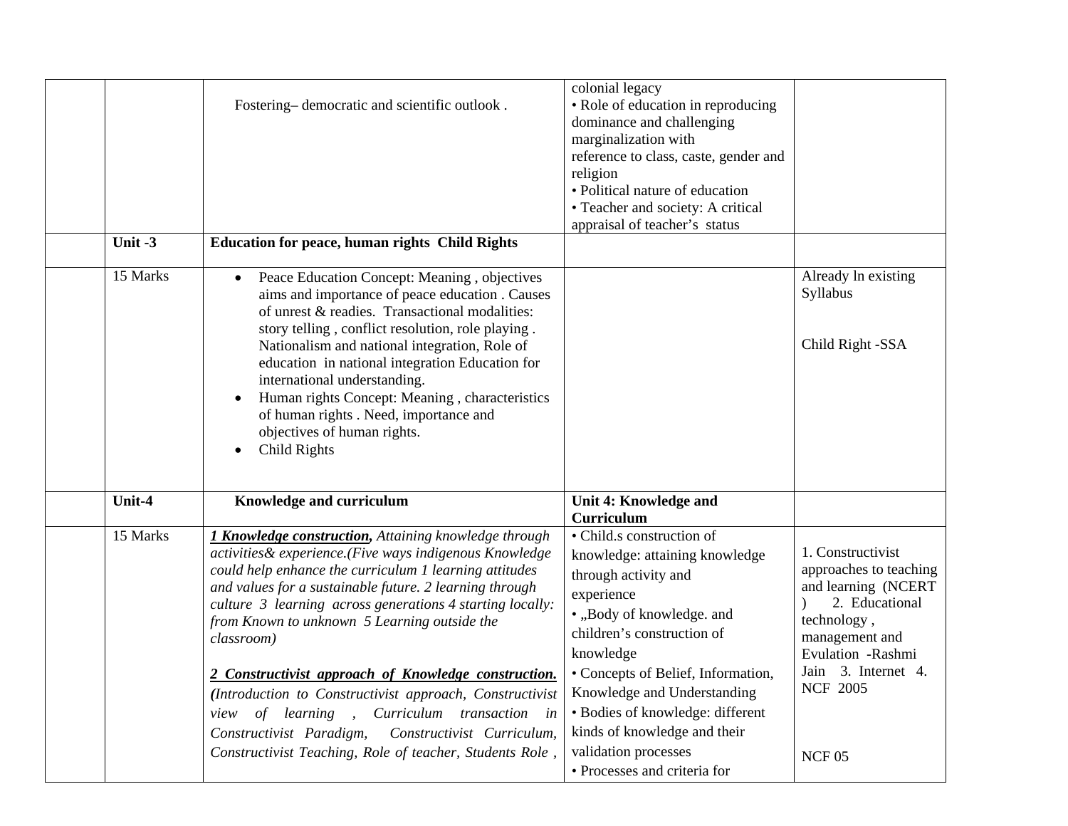| | | | | |
|---|---|---|---|---|
| | | Fostering– democratic and scientific outlook . | colonial legacy<br>• Role of education in reproducing dominance and challenging marginalization with reference to class, caste, gender and religion<br>• Political nature of education<br>• Teacher and society: A critical appraisal of teacher's status | |
| | **Unit -3** | **Education for peace, human rights Child Rights** | | |
| | 15 Marks | • Peace Education Concept: Meaning , objectives aims and importance of peace education . Causes of unrest & readies. Transactional modalities: story telling , conflict resolution, role playing . Nationalism and national integration, Role of education in national integration Education for international understanding.<br>• Human rights Concept: Meaning , characteristics of human rights . Need, importance and objectives of human rights.<br>• Child Rights | | Already ln existing Syllabus<br><br>Child Right -SSA |
| | **Unit-4** | **Knowledge and curriculum** | **Unit 4: Knowledge and Curriculum** | |
| | 15 Marks | ***1 Knowledge construction,*** *Attaining knowledge through activities& experience.(Five ways indigenous Knowledge could help enhance the curriculum 1 learning attitudes and values for a sustainable future. 2 learning through culture 3 learning across generations 4 starting locally: from Known to unknown 5 Learning outside the classroom)*<br><br>***2 Constructivist approach of Knowledge construction. (****Introduction to Constructivist approach, Constructivist view of learning , Curriculum transaction in Constructivist Paradigm, Constructivist Curriculum, Constructivist Teaching, Role of teacher, Students Role ,* | • Child.s construction of knowledge: attaining knowledge through activity and experience<br>• „Body of knowledge. and children's construction of knowledge<br>• Concepts of Belief, Information, Knowledge and Understanding<br>• Bodies of knowledge: different kinds of knowledge and their validation processes<br>• Processes and criteria for | 1. Constructivist approaches to teaching and learning (NCERT ) 2. Educational technology , management and Evulation -Rashmi Jain 3. Internet 4. NCF 2005<br><br>NCF 05 |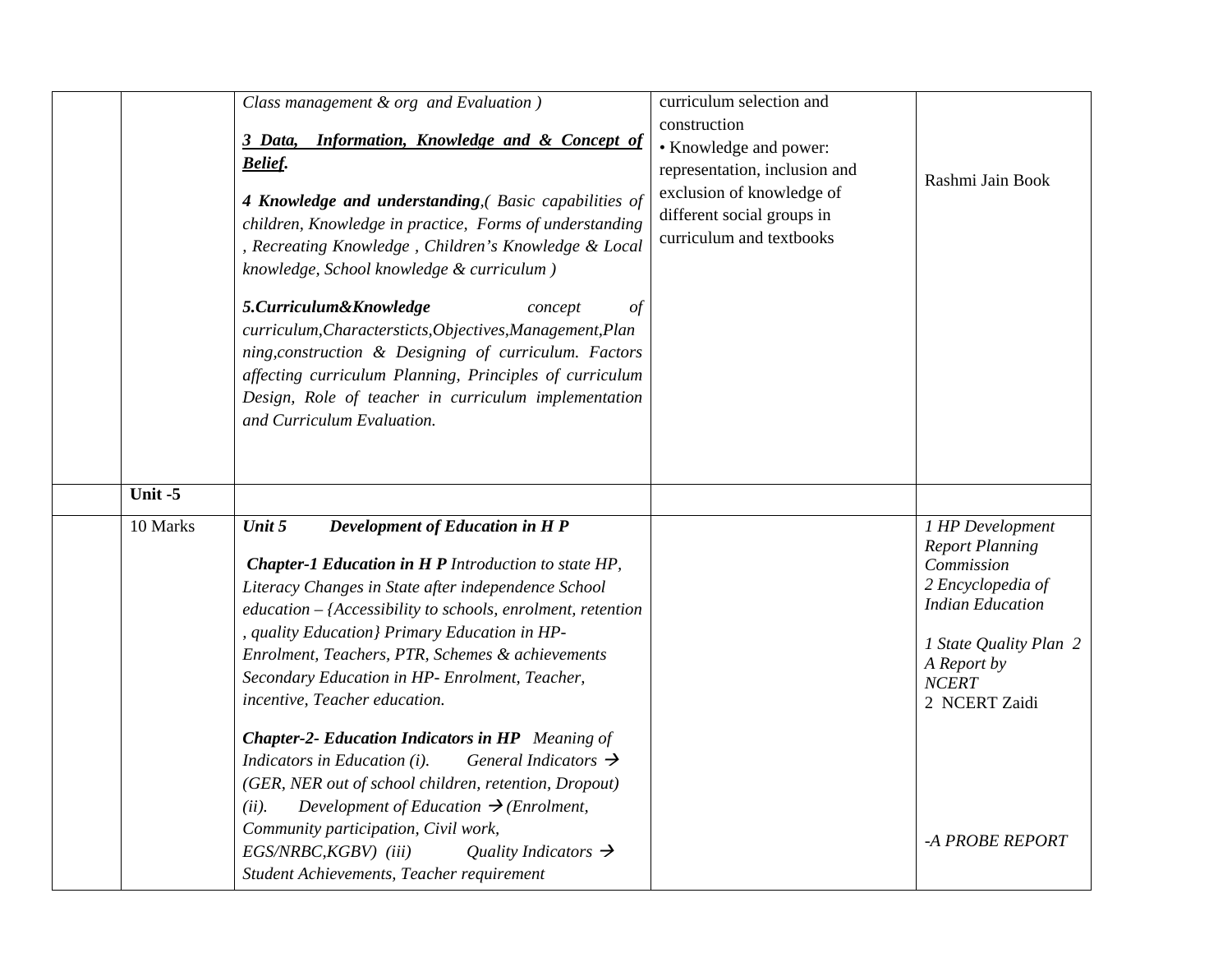| | | | | |
|---|---|---|---|---|
| | | *Class management & org and Evaluation )*<br><br>***3 Data, Information, Knowledge and & Concept of Belief.***<br><br>***4 Knowledge and understanding****,( Basic capabilities of children, Knowledge in practice, Forms of understanding , Recreating Knowledge , Children's Knowledge & Local knowledge, School knowledge & curriculum )*<br><br>***5.Curriculum&Knowledge*** *concept of curriculum,Charactersticts,Objectives,Management,Planning,construction & Designing of curriculum. Factors affecting curriculum Planning, Principles of curriculum Design, Role of teacher in curriculum implementation and Curriculum Evaluation.* | curriculum selection and construction<br>• Knowledge and power: representation, inclusion and exclusion of knowledge of different social groups in curriculum and textbooks | Rashmi Jain Book |
| | **Unit -5** | | | |
| | 10 Marks | ***Unit 5 Development of Education in H P***<br><br>***Chapter-1 Education in H P*** *Introduction to state HP, Literacy Changes in State after independence School education – {Accessibility to schools, enrolment, retention , quality Education} Primary Education in HP- Enrolment, Teachers, PTR, Schemes & achievements Secondary Education in HP- Enrolment, Teacher, incentive, Teacher education.*<br><br>***Chapter-2- Education Indicators in HP*** *Meaning of Indicators in Education (i). General Indicators → (GER, NER out of school children, retention, Dropout) (ii). Development of Education → (Enrolment, Community participation, Civil work, EGS/NRBC,KGBV) (iii) Quality Indicators → Student Achievements, Teacher requirement* | | *1 HP Development Report Planning Commission*<br>*2 Encyclopedia of Indian Education*<br><br>*1 State Quality Plan 2 A Report by NCERT*<br>2 NCERT Zaidi<br><br>*-A PROBE REPORT* |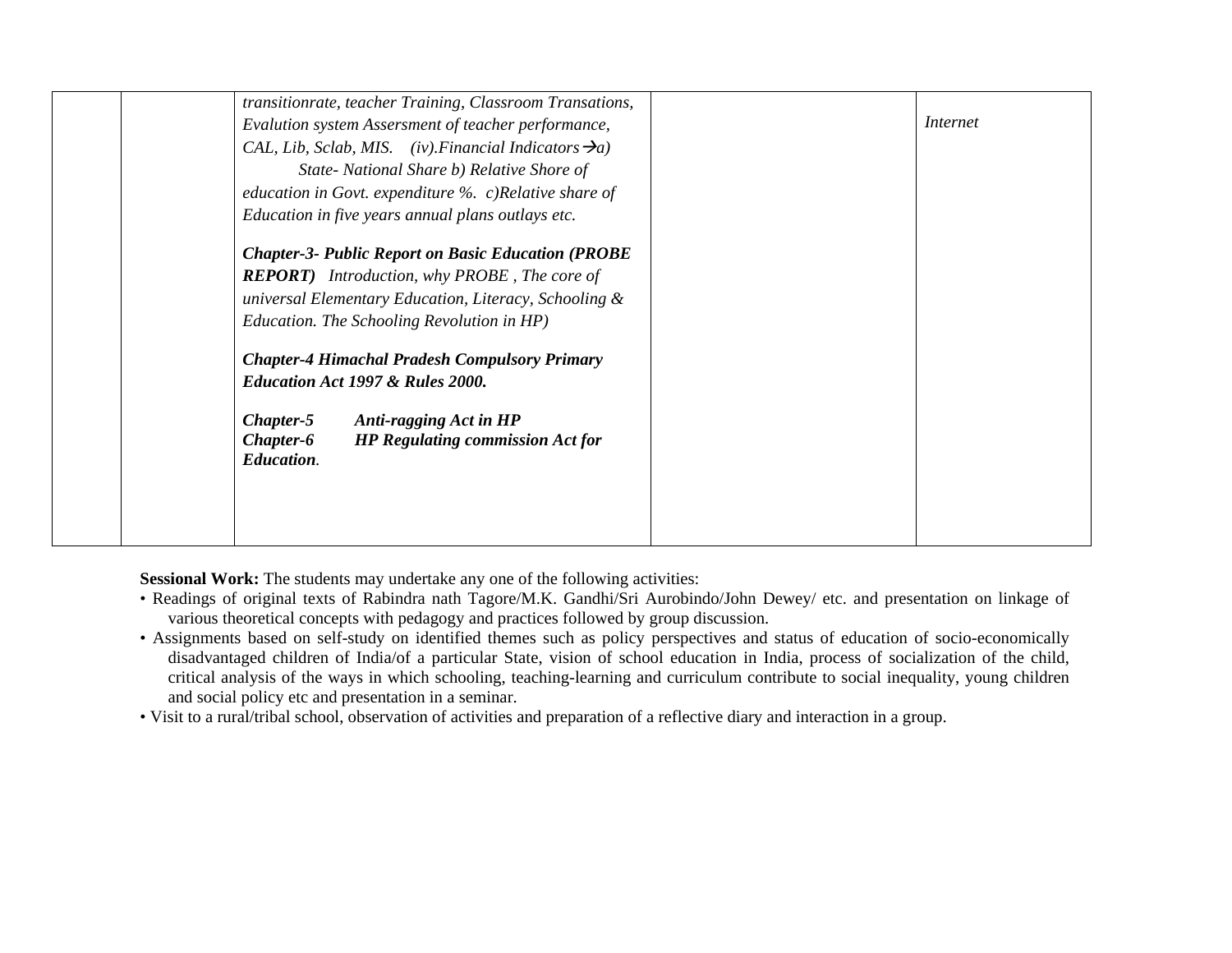| | | | | |
|---|---|---|---|---|
| | | *transitionrate, teacher Training, Classroom Transations, Evalution system Assersment of teacher performance, CAL, Lib, Sclab, MIS. (iv).Financial Indicators→a) State- National Share b) Relative Shore of education in Govt. expenditure %. c)Relative share of Education in five years annual plans outlays etc.*<br><br>***Chapter-3- Public Report on Basic Education (PROBE REPORT)*** *Introduction, why PROBE , The core of universal Elementary Education, Literacy, Schooling & Education. The Schooling Revolution in HP)*<br><br>***Chapter-4 Himachal Pradesh Compulsory Primary Education Act 1997 & Rules 2000.***<br><br>***Chapter-5 Anti-ragging Act in HP***<br>***Chapter-6 HP Regulating commission Act for Education.*** | | *Internet* |

**Sessional Work:** The students may undertake any one of the following activities:

- Readings of original texts of Rabindra nath Tagore/M.K. Gandhi/Sri Aurobindo/John Dewey/ etc. and presentation on linkage of various theoretical concepts with pedagogy and practices followed by group discussion.
- Assignments based on self-study on identified themes such as policy perspectives and status of education of socio-economically disadvantaged children of India/of a particular State, vision of school education in India, process of socialization of the child, critical analysis of the ways in which schooling, teaching-learning and curriculum contribute to social inequality, young children and social policy etc and presentation in a seminar.
- Visit to a rural/tribal school, observation of activities and preparation of a reflective diary and interaction in a group.